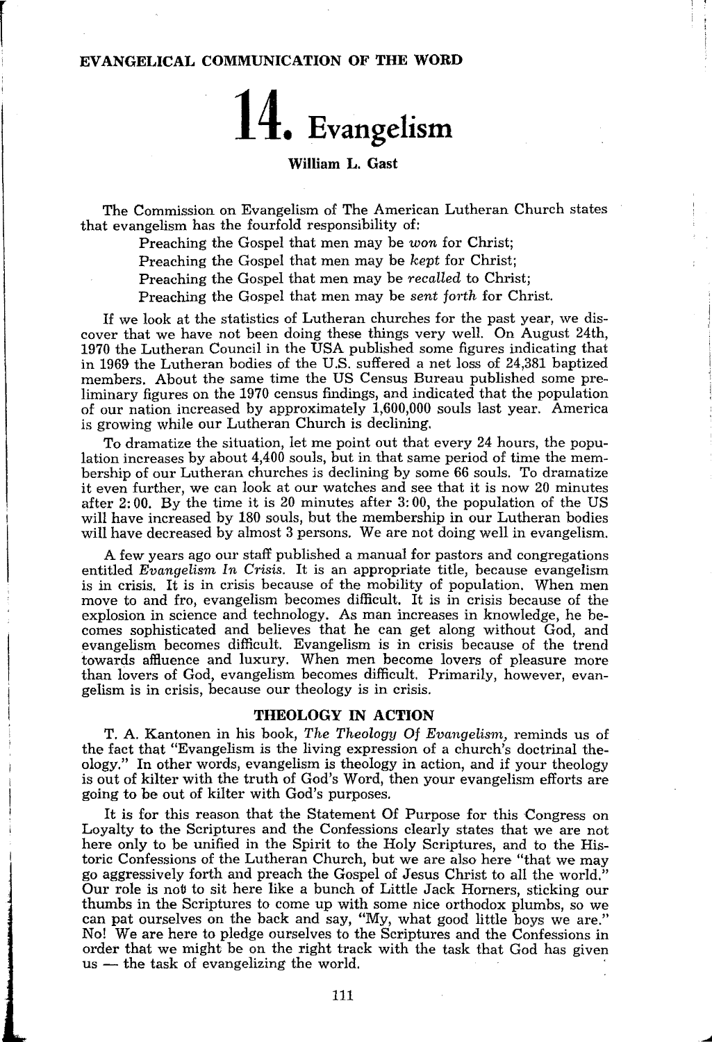EVANGELICAL COMMUNICATION OF THE WORD

# 14. Evangelism

**William L. Gast**

The Commission on Evangelism of The American Lutheran Church states that evangelism has the fourfold responsibility of:

Preaching the Gospel that men may be *won* for Christ;

Preaching the Gospel that men may be *kept* for Christ;

Preaching the Gospel that men may be *recalled* to Christ;

Preaching the Gospel that men may be *sent forth* for Christ.

If we look at the statistics of Lutheran churches for the past year, we discover that we have not been doing these things very well. On August 24th, 1970 the Lutheran Council in the USA published some figures indicating that in 1969 the Lutheran bodies of the U.S. suffered a net loss of 24,381 baptized members. About the same time the US Census Bureau published some preliminary figures on the 1970 census findings, and indicated that the population of our nation increased by approximately 1,600,000 souls last year. America is growing while our Lutheran Church is declining.

To dramatize the situation, let me point out that every 24 hours, the population increases by about 4,400 souls, but in that same period of time the membership of our Lutheran churches is declining by some 66 souls. To dramatize it even further, we can look at our watches and see that it is now 20 minutes after 2:00. By the time it is 20 minutes after 3:00, the population of the US will have increased by 180 souls, but the membership in our Lutheran bodies will have decreased by almost 3 persons. We are not doing well in evangelism.

A few years ago our staff published a manual for pastors and congregations entitled *Evangelism In Crisis.* It is an appropriate title, because evangelism is in crisis. It is in crisis because of the mobility of population. When men move to and fro, evangelism becomes difficult. It is in crisis because of the explosion in science and technology. As man increases in knowledge, he becomes sophisticated and believes that he can get along without God, and evangelism becomes difficult. Evangelism is in crisis because of the trend towards affluence and luxury. When men become lovers of pleasure more than lovers of God, evangelism becomes difficult. Primarily, however, evangelism is in crisis, because our theology is in crisis.

## THEOLOGY IN ACTION

T. A. Kantonen in his book, *The Theology Of Evangelism,* reminds us of the fact that "Evangelism is the living expression of a church's doctrinal theology." In other words, evangelism is theology in action, and if your theology is out of kilter with the truth of God's Word, then your evangelism efforts are going to be out of kilter with God's purposes.

It is for this reason that the Statement Of Purpose for this Congress on Loyalty to the Scriptures and the Confessions clearly states that we are not here only to be unified in the Spirit to the Holy Scriptures, and to the Historic Confessions of the Lutheran Church, but we are also here "that we may go aggressively forth and preach the Gospel of Jesus Christ to all the world." Our role is not to sit here like a bunch of Little Jack Horners, sticking our thumbs in the Scriptures to come up with some nice orthodox plumbs, so we can pat ourselves on the back and say, "My, what good little boys we are." No! We are here to pledge ourselves to the Scriptures and the Confessions in order that we might be on the right track with the task that God has given us — the task of evangelizing the world.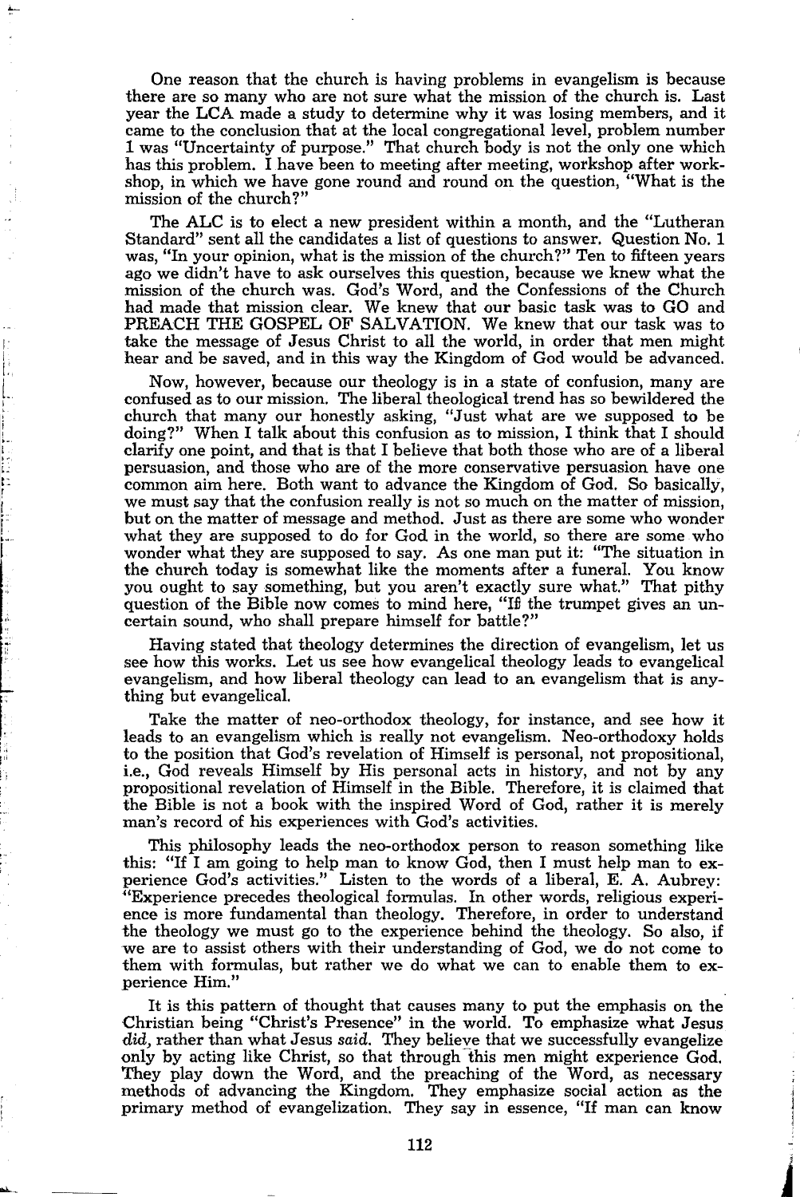One reason that the church is having problems in evangelism is because there are so many who are not sure what the mission of the church is. Last year the LCA made a study to determine why it was losing members, and it came to the conclusion that at the local congregational level, problem number 1 was "Uncertainty of purpose." That church body is not the only one which has this problem. I have been to meeting after meeting, workshop after workshop, in which we have gone round and round on the question, "What is the mission of the church?"

The ALC is to elect a new president within a month, and the "Lutheran Standard" sent all the candidates a list of questions to answer. Question No. 1 was, "In your opinion, what is the mission of the church?" Ten to fifteen years ago we didn't have to ask ourselves this question, because we knew what the mission of the church was. God's Word, and the Confessions of the Church had made that mission clear. We knew that our basic task was to GO and PREACH THE GOSPEL OF SALVATION. We knew that our task was to take the message of Jesus Christ to all the world, in order that men might hear and be saved, and in this way the Kingdom of God would be advanced.

Now, however, because our theology is in a state of confusion, many are confused as to our mission. The liberal theological trend has so bewildered the church that many our honestly asking, "Just what are we supposed to be doing?" When I talk about this confusion as to mission, I think that I should clarify one point, and that is that I believe that both those who are of a liberal persuasion, and those who are of the more conservative persuasion have one common aim here. Both want to advance the Kingdom of God. So basically, we must say that the confusion really is not so much on the matter of mission, but on the matter of message and method. Just as there are some who wonder what they are supposed to do for God in the world, so there are some who wonder what they are supposed to say. As one man put it: "The situation in the church today is somewhat like the moments after a funeral. You know you ought to say something, but you aren't exactly sure what." That pithy question of the Bible now comes to mind here, "If the trumpet gives an uncertain sound, who shall prepare himself for battle?"

Having stated that theology determines the direction of evangelism, let us see how this works. Let us see how evangelical theology leads to evangelical evangelism, and how liberal theology can lead to an evangelism that is anything but evangelical.

Take the matter of neo-orthodox theology, for instance, and see how it leads to an evangelism which is really not evangelism. Neo-orthodoxy holds to the position that God's revelation of Himself is personal, not propositional, i.e., God reveals Himself by His personal acts in history, and not by any propositional revelation of Himself in the Bible. Therefore, it is claimed that the Bible is not a book with the inspired Word of God, rather it is merely man's record of his experiences with God's activities.

This philosophy leads the neo-orthodox person to reason something like this: "If I am going to help man to know God, then I must help man to experience God's activities." Listen to the words of a liberal, E. A. Aubrey: "Experience precedes theological formulas. In other words, religious experience is more fundamental than theology. Therefore, in order to understand the theology we must go to the experience behind the theology. So also, if we are to assist others with their understanding of God, we do not come to them with formulas, but rather we do what we can to enable them to experience Him."

It is this pattern of thought that causes many to put the emphasis on the Christian being "Christ's Presence" in the world. To emphasize what Jesus *did*, rather than what Jesus *said*. They believe that we successfully evangelize only by acting like Christ, so that through this men might experience God. They play down the Word, and the preaching of the Word, as necessary methods of advancing the Kingdom. They emphasize social action as the primary method of evangelization. They say in essence, "If man can know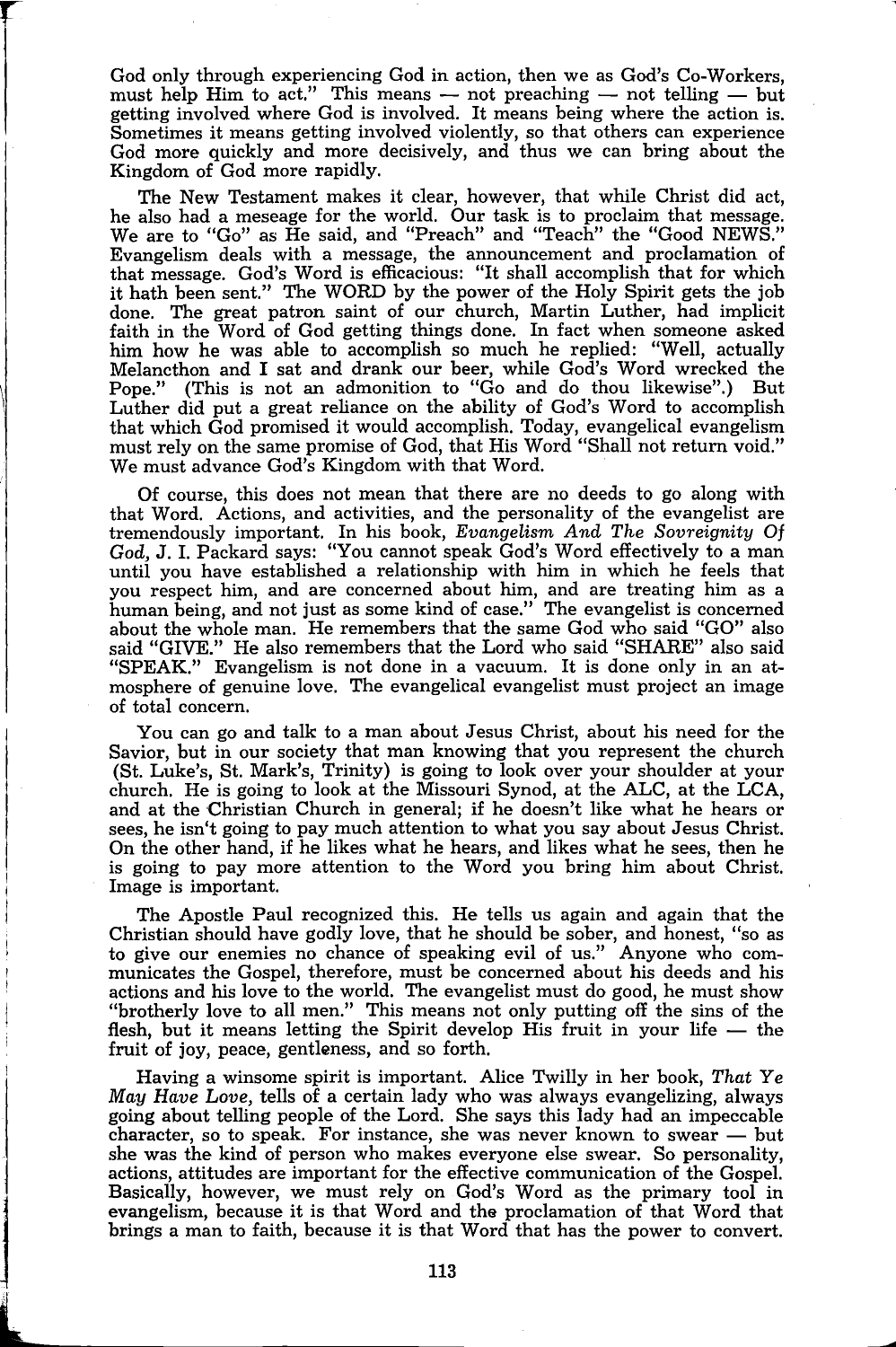God only through experiencing God in action, then we as God's Co-Workers, must help Him to act." This means — not preaching — not telling — but getting involved where God is involved. It means being where the action is. Sometimes it means getting involved violently, so that others can experience God more quickly and more decisively, and thus we can bring about the Kingdom of God more rapidly.

The New Testament makes it clear, however, that while Christ did act, he also had a meseage for the world. Our task is to proclaim that message. We are to "Go" as He said, and "Preach" and "Teach" the "Good NEWS." Evangelism deals with a message, the announcement and proclamation of that message. God's Word is efficacious: "It shall accomplish that for which it hath been sent." The WORD by the power of the Holy Spirit gets the job done. The great patron saint of our church, Martin Luther, had implicit faith in the Word of God getting things done. In fact when someone asked him how he was able to accomplish so much he replied: "Well, actually Melancthon and I sat and drank our beer, while God's Word wrecked the Pope." (This is not an admonition to "Go and do thou likewise".) But Luther did put a great reliance on the ability of God's Word to accomplish that which God promised it would accomplish. Today, evangelical evangelism must rely on the same promise of God, that His Word "Shall not return void." We must advance God's Kingdom with that Word.

Of course, this does not mean that there are no deeds to go along with that Word. Actions, and activities, and the personality of the evangelist are tremendously important. In his book, *Evangelism And The Sovreignity Of God*, J. I. Packard says: "You cannot speak God's Word effectively to a man until you have established a relationship with him in which he feels that you respect him, and are concerned about him, and are treating him as a human being, and not just as some kind of case." The evangelist is concerned about the whole man. He remembers that the same God who said "GO" also said "GIVE." He also remembers that the Lord who said "SHARE" also said "SPEAK." Evangelism is not done in a vacuum. It is done only in an atmosphere of genuine love. The evangelical evangelist must project an image of total concern.

You can go and talk to a man about Jesus Christ, about his need for the Savior, but in our society that man knowing that you represent the church (St. Luke's, St. Mark's, Trinity) is going to look over your shoulder at your church. He is going to look at the Missouri Synod, at the ALC, at the LCA, and at the Christian Church in general; if he doesn't like what he hears or sees, he isn't going to pay much attention to what you say about Jesus Christ. On the other hand, if he likes what he hears, and likes what he sees, then he is going to pay more attention to the Word you bring him about Christ. Image is important.

The Apostle Paul recognized this. He tells us again and again that the Christian should have godly love, that he should be sober, and honest, "so as to give our enemies no chance of speaking evil of us." Anyone who communicates the Gospel, therefore, must be concerned about his deeds and his actions and his love to the world. The evangelist must do good, he must show "brotherly love to all men." This means not only putting off the sins of the flesh, but it means letting the Spirit develop His fruit in your life — the fruit of joy, peace, gentleness, and so forth.

Having a winsome spirit is important. Alice Twilly in her book, *That Ye May Have Love,* tells of a certain lady who was always evangelizing, always going about telling people of the Lord. She says this lady had an impeccable character, so to speak. For instance, she was never known to swear — but she was the kind of person who makes everyone else swear. So personality, actions, attitudes are important for the effective communication of the Gospel. Basically, however, we must rely on God's Word as the primary tool in evangelism, because it is that Word and the proclamation of that Word that brings a man to faith, because it is that Word that has the power to convert.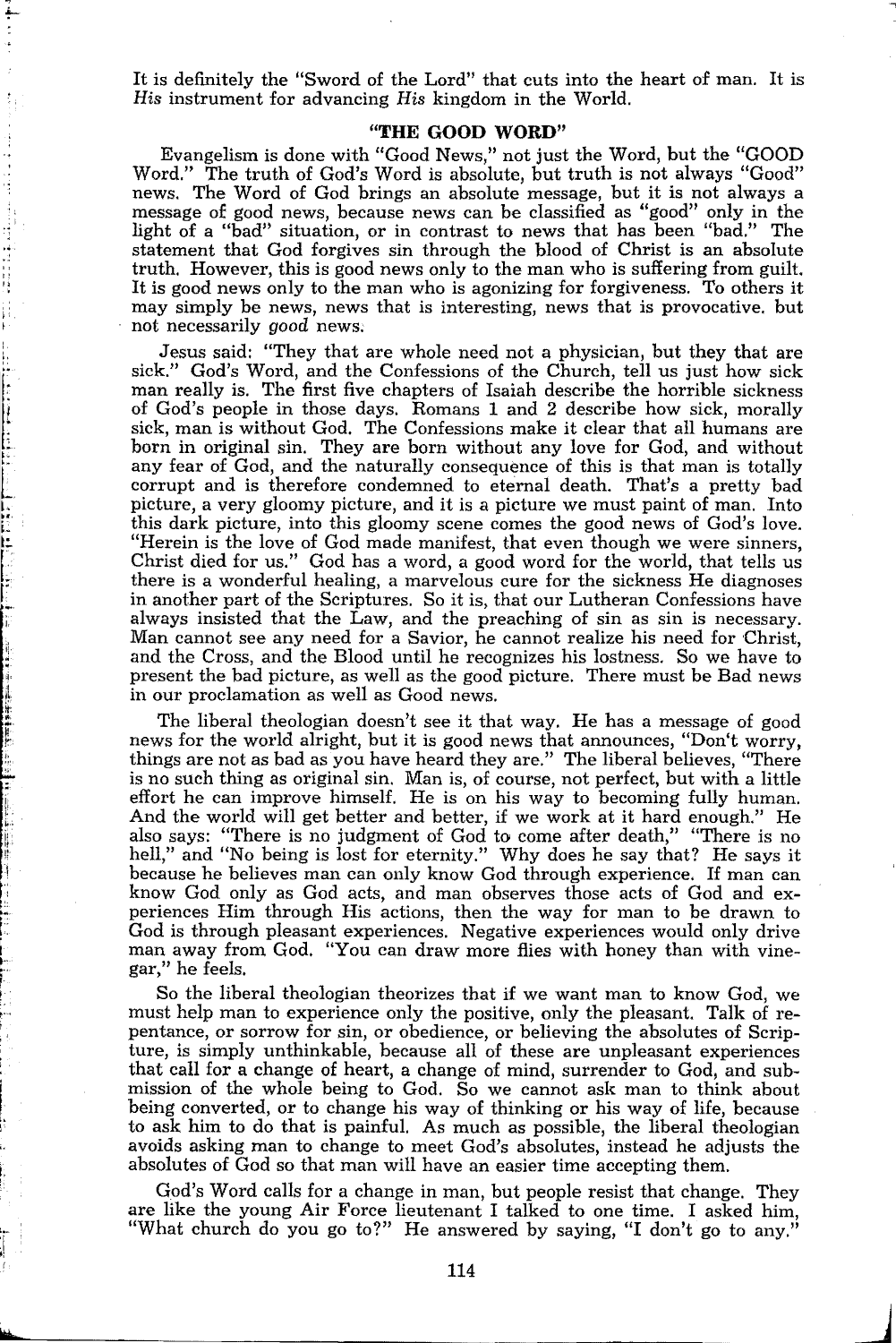It is definitely the "Sword of the Lord" that cuts into the heart of man. It is *His* instrument for advancing *His* kingdom in the World.

### "THE GOOD WORD"

Evangelism is done with "Good News," not just the Word, but the "GOOD Word." The truth of God's Word is absolute, but truth is not always "Good" news. The Word of God brings an absolute message, but it is not always a message of good news, because news can be classified as "good" only in the light of a "bad" situation, or in contrast to news that has been "bad." The statement that God forgives sin through the blood of Christ is an absolute truth. However, this is good news only to the man who is suffering from guilt. It is good news only to the man who is agonizing for forgiveness. To others it may simply be news, news that is interesting, news that is provocative. but not necessarily *good* news.

Jesus said: "They that are whole need not a physician, but they that are sick." God's Word, and the Confessions of the Church, tell us just how sick man really is. The first five chapters of Isaiah describe the horrible sickness of God's people in those days. Romans 1 and 2 describe how sick, morally sick, man is without God. The Confessions make it clear that all humans are born in original sin. They are born without any love for God, and without any fear of God, and the naturally consequence of this is that man is totally corrupt and is therefore condemned to eternal death. That's a pretty bad picture, a very gloomy picture, and it is a picture we must paint of man. Into this dark picture, into this gloomy scene comes the good news of God's love. "Herein is the love of God made manifest, that even though we were sinners, Christ died for us." God has a word, a good word for the world, that tells us there is a wonderful healing, a marvelous cure for the sickness He diagnoses in another part of the Scriptures. So it is, that our Lutheran Confessions have always insisted that the Law, and the preaching of sin as sin is necessary. Man cannot see any need for a Savior, he cannot realize his need for Christ, and the Cross, and the Blood until he recognizes his lostness. So we have to present the bad picture, as well as the good picture. There must be Bad news in our proclamation as well as Good news.

The liberal theologian doesn't see it that way. He has a message of good news for the world alright, but it is good news that announces, "Don't worry, things are not as bad as you have heard they are." The liberal believes, "There is no such thing as original sin. Man is, of course, not perfect, but with a little effort he can improve himself. He is on his way to becoming fully human. And the world will get better and better, if we work at it hard enough." He also says: "There is no judgment of God to come after death," "There is no hell," and "No being is lost for eternity." Why does he say that? He says it because he believes man can only know God through experience. If man can know God only as God acts, and man observes those acts of God and experiences Him through His actions, then the way for man to be drawn to God is through pleasant experiences. Negative experiences would only drive man away from God. "You can draw more flies with honey than with vinegar," he feels.

So the liberal theologian theorizes that if we want man to know God, we must help man to experience only the positive, only the pleasant. Talk of repentance, or sorrow for sin, or obedience, or believing the absolutes of Scripture, is simply unthinkable, because all of these are unpleasant experiences that call for a change of heart, a change of mind, surrender to God, and submission of the whole being to God. So we cannot ask man to think about being converted, or to change his way of thinking or his way of life, because to ask him to do that is painful. As much as possible, the liberal theologian avoids asking man to change to meet God's absolutes, instead he adjusts the absolutes of God so that man will have an easier time accepting them.

God's Word calls for a change in man, but people resist that change. They are like the young Air Force lieutenant I talked to one time. I asked him, "What church do you go to?" He answered by saying, "I don't go to any."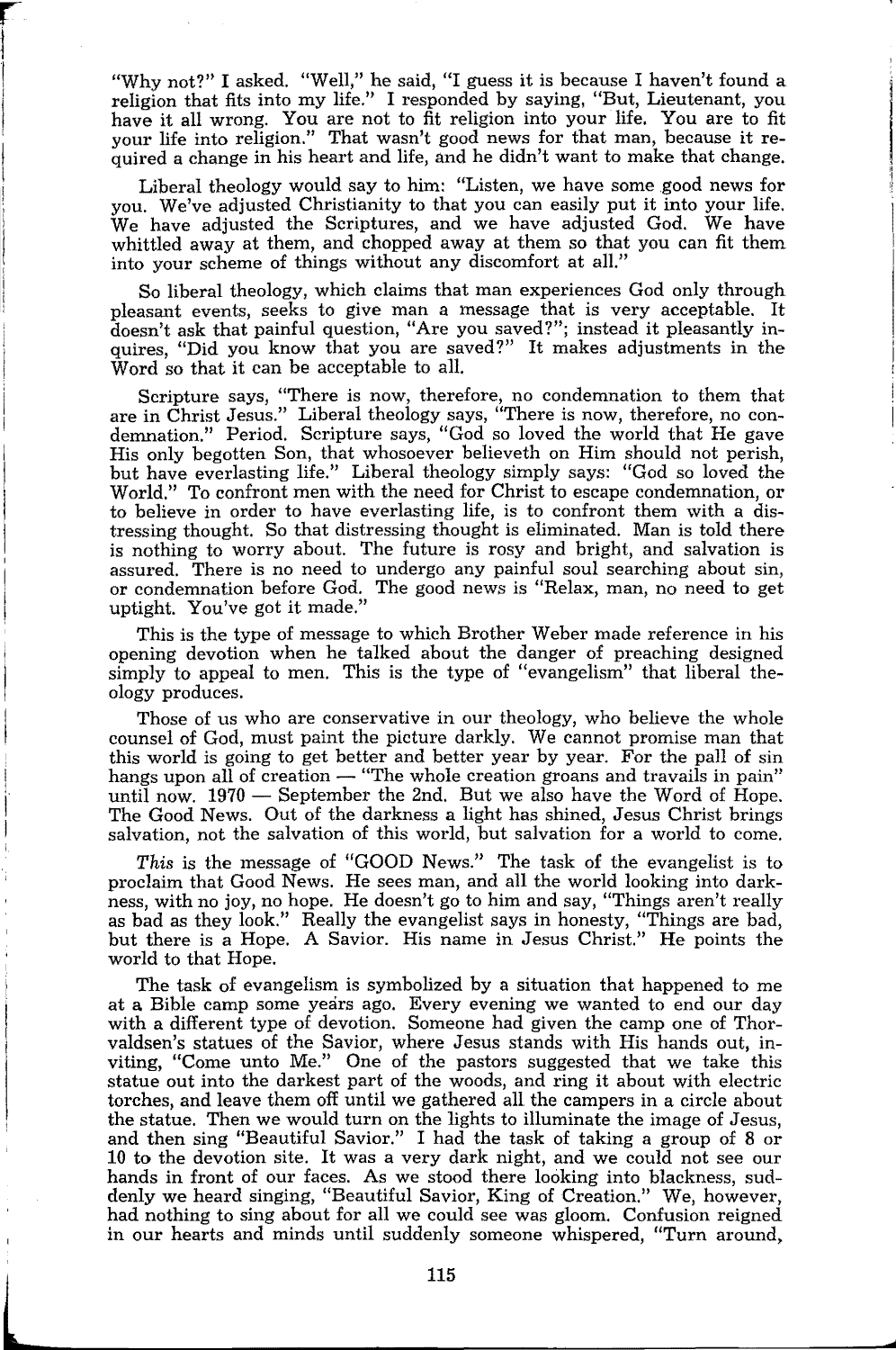"Why not?" I asked. "Well," he said, "I guess it is because I haven't found a religion that fits into my life." I responded by saying, "But, Lieutenant, you have it all wrong. You are not to fit religion into your life. You are to fit your life into religion." That wasn't good news for that man, because it required a change in his heart and life, and he didn't want to make that change.

Liberal theology would say to him: "Listen, we have some good news for you. We've adjusted Christianity to that you can easily put it into your life. We have adjusted the Scriptures, and we have adjusted God. We have whittled away at them, and chopped away at them so that you can fit them into your scheme of things without any discomfort at all."

So liberal theology, which claims that man experiences God only through pleasant events, seeks to give man a message that is very acceptable. It doesn't ask that painful question, "Are you saved?"; instead it pleasantly inquires, "Did you know that you are saved?" It makes adjustments in the Word so that it can be acceptable to all.

Scripture says, "There is now, therefore, no condemnation to them that are in Christ Jesus." Liberal theology says, "There is now, therefore, no condemnation." Period. Scripture says, "God so loved the world that He gave His only begotten Son, that whosoever believeth on Him should not perish, but have everlasting life." Liberal theology simply says: "God so loved the World." To confront men with the need for Christ to escape condemnation, or to believe in order to have everlasting life, is to confront them with a distressing thought. So that distressing thought is eliminated. Man is told there is nothing to worry about. The future is rosy and bright, and salvation is assured. There is no need to undergo any painful soul searching about sin, or condemnation before God. The good news is "Relax, man, no need to get uptight. You've got it made."

This is the type of message to which Brother Weber made reference in his opening devotion when he talked about the danger of preaching designed simply to appeal to men. This is the type of "evangelism" that liberal theology produces.

Those of us who are conservative in our theology, who believe the whole counsel of God, must paint the picture darkly. We cannot promise man that this world is going to get better and better year by year. For the pall of sin hangs upon all of creation — "The whole creation groans and travails in pain" until now. 1970 — September the 2nd. But we also have the Word of Hope. The Good News. Out of the darkness a light has shined, Jesus Christ brings salvation, not the salvation of this world, but salvation for a world to come.

*This* is the message of "GOOD News." The task of the evangelist is to proclaim that Good News. He sees man, and all the world looking into darkness, with no joy, no hope. He doesn't go to him and say, "Things aren't really as bad as they look." Really the evangelist says in honesty, "Things are bad, but there is a Hope. A Savior. His name in Jesus Christ." He points the world to that Hope.

The task of evangelism is symbolized by a situation that happened to me at a Bible camp some years ago. Every evening we wanted to end our day with a different type of devotion. Someone had given the camp one of Thorvaldsen's statues of the Savior, where Jesus stands with His hands out, inviting, "Come unto Me." One of the pastors suggested that we take this statue out into the darkest part of the woods, and ring it about with electric torches, and leave them off until we gathered all the campers in a circle about the statue. Then we would turn on the lights to illuminate the image of Jesus, and then sing "Beautiful Savior." I had the task of taking a group of 8 or 10 to the devotion site. It was a very dark night, and we could not see our hands in front of our faces. As we stood there looking into blackness, suddenly we heard singing, "Beautiful Savior, King of Creation." We, however, had nothing to sing about for all we could see was gloom. Confusion reigned in our hearts and minds until suddenly someone whispered, "Turn around,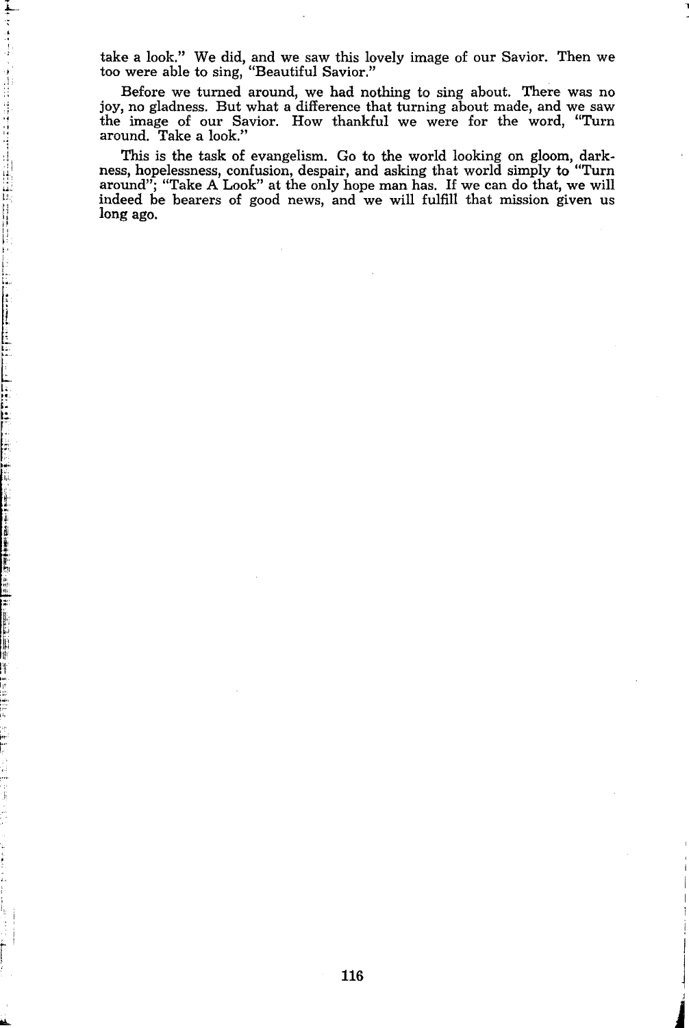take a look." We did, and we saw this lovely image of our Savior. Then we too were able to sing, "Beautiful Savior."

Before we turned around, we had nothing to sing about. There was no joy, no gladness. But what a difference that turning about made, and we saw the image of our Savior. How thankful we were for the word, "Turn around. Take a look."

This is the task of evangelism. Go to the world looking on gloom, darkness, hopelessness, confusion, despair, and asking that world simply to "Turn around"; "Take A Look" at the only hope man has. If we can do that, we will indeed be bearers of good news, and we will fulfill that mission given us long ago.